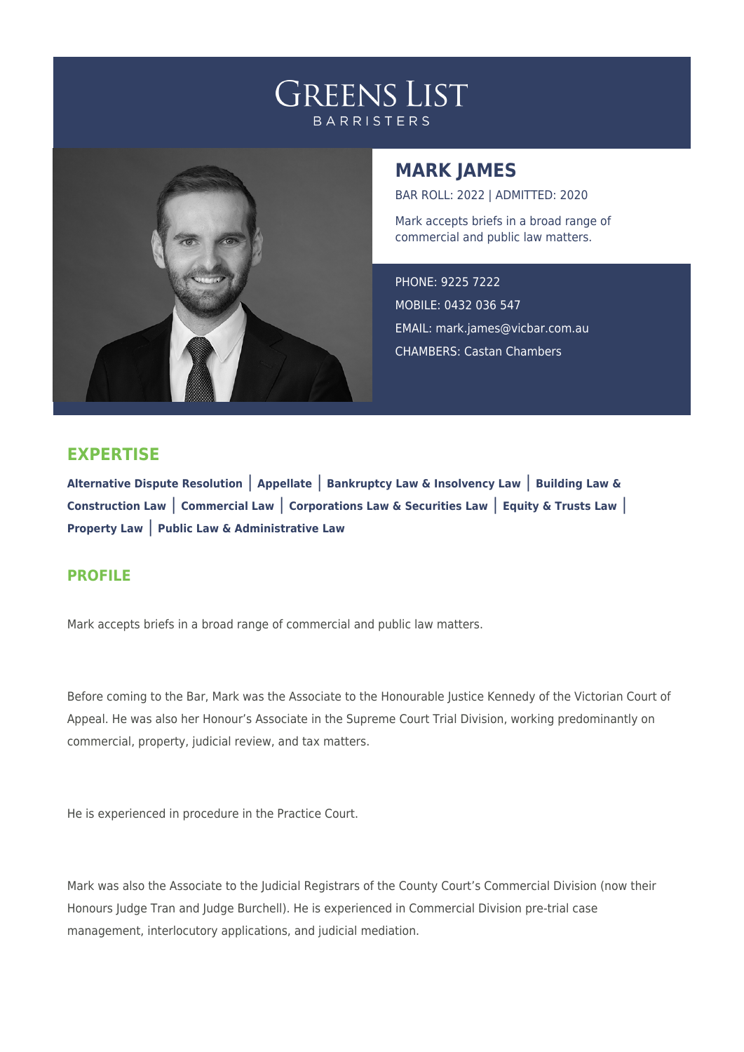# GREENS LIST
BARRISTERS

## MARK JAMES

BAR ROLL: 2022 | ADMITTED: 2020

Mark accepts briefs in a broad range of commercial and public law matters.

PHONE: 9225 7222
MOBILE: 0432 036 547
EMAIL: mark.james@vicbar.com.au
CHAMBERS: Castan Chambers

## EXPERTISE

**Alternative Dispute Resolution** | **Appellate** | **Bankruptcy Law & Insolvency Law** | **Building Law & Construction Law** | **Commercial Law** | **Corporations Law & Securities Law** | **Equity & Trusts Law** | **Property Law** | **Public Law & Administrative Law**

## PROFILE

Mark accepts briefs in a broad range of commercial and public law matters.

Before coming to the Bar, Mark was the Associate to the Honourable Justice Kennedy of the Victorian Court of Appeal. He was also her Honour's Associate in the Supreme Court Trial Division, working predominantly on commercial, property, judicial review, and tax matters.

He is experienced in procedure in the Practice Court.

Mark was also the Associate to the Judicial Registrars of the County Court's Commercial Division (now their Honours Judge Tran and Judge Burchell). He is experienced in Commercial Division pre-trial case management, interlocutory applications, and judicial mediation.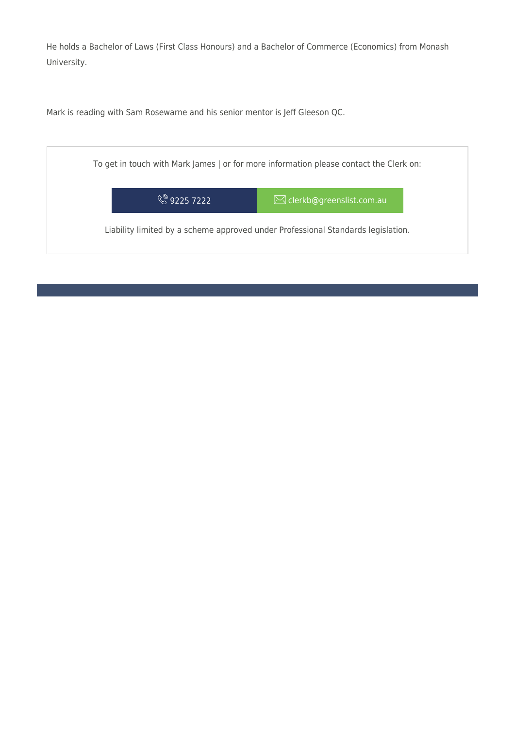He holds a Bachelor of Laws (First Class Honours) and a Bachelor of Commerce (Economics) from Monash University.

Mark is reading with Sam Rosewarne and his senior mentor is Jeff Gleeson QC.

To get in touch with Mark James | or for more information please contact the Clerk on:

9225 7222 | clerkb@greenslist.com.au

Liability limited by a scheme approved under Professional Standards legislation.